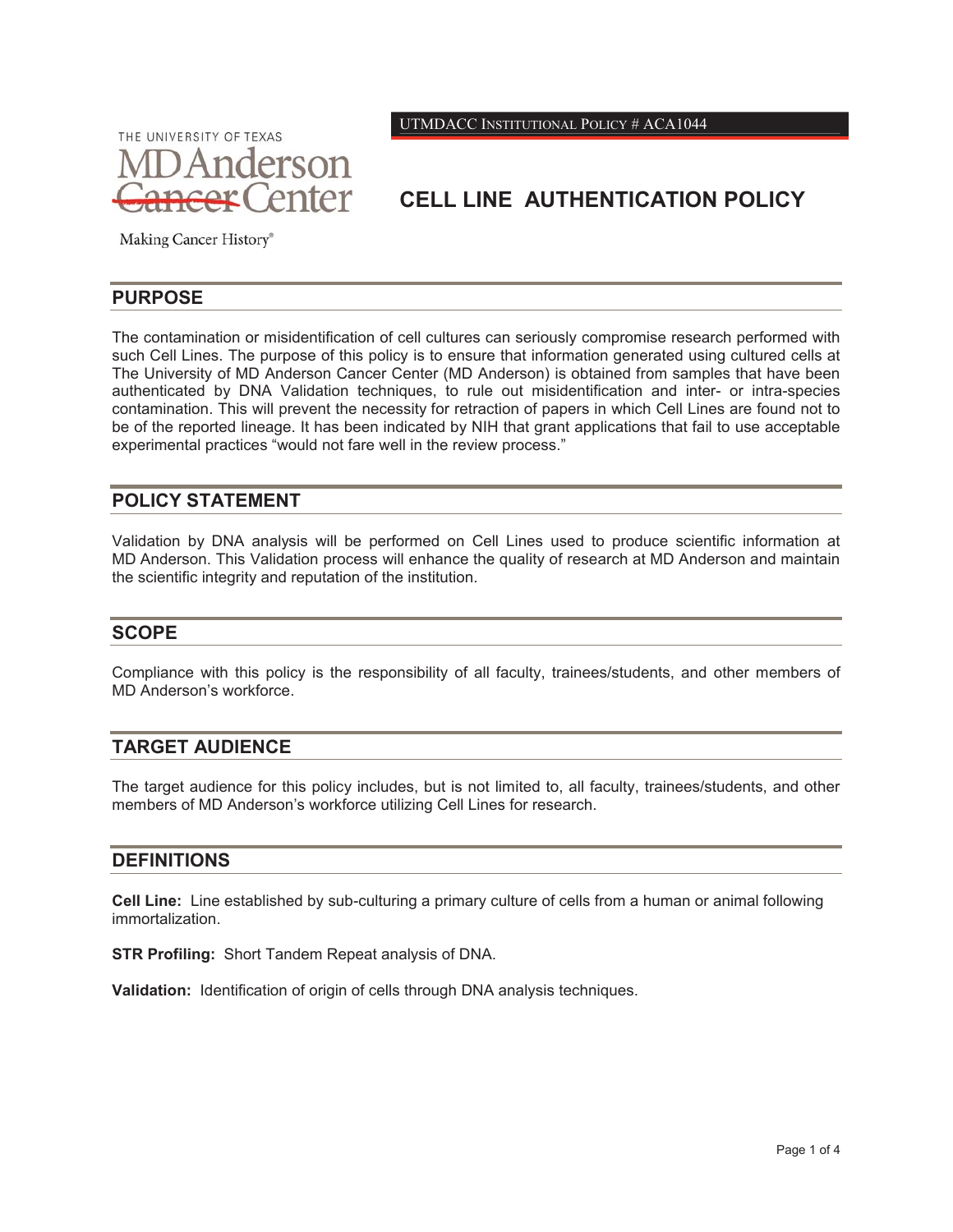UTMDACC INSTITUTIONAL POLICY # ACA1044

# CELL LINE AUTHENTICATION POLICY

## PURPOSE

The contamination or misidentification of cell cultures can seriously compromise research performed with such Cell Lines. The purpose of this policy is to ensure that information generated using cultured cells at The University of MD Anderson Cancer Center (MD Anderson) is obtained from samples that have been authenticated by DNA Validation techniques, to rule out misidentification and inter- or intra-species contamination. This will prevent the necessity for retraction of papers in which Cell Lines are found not to be of the reported lineage. It has been indicated by NIH that grant applications that fail to use acceptable experimental practices "would not fare well in the review process."

## POLICY STATEMENT

Validation by DNA analysis will be performed on Cell Lines used to produce scientific information at MD Anderson. This Validation process will enhance the quality of research at MD Anderson and maintain the scientific integrity and reputation of the institution.

## SCOPE

Compliance with this policy is the responsibility of all faculty, trainees/students, and other members of MD Anderson's workforce.

## TARGET AUDIENCE

The target audience for this policy includes, but is not limited to, all faculty, trainees/students, and other members of MD Anderson's workforce utilizing Cell Lines for research.

## DEFINITIONS

**Cell Line:** Line established by sub-culturing a primary culture of cells from a human or animal following immortalization.

**STR Profiling:** Short Tandem Repeat analysis of DNA.

**Validation:** Identification of origin of cells through DNA analysis techniques.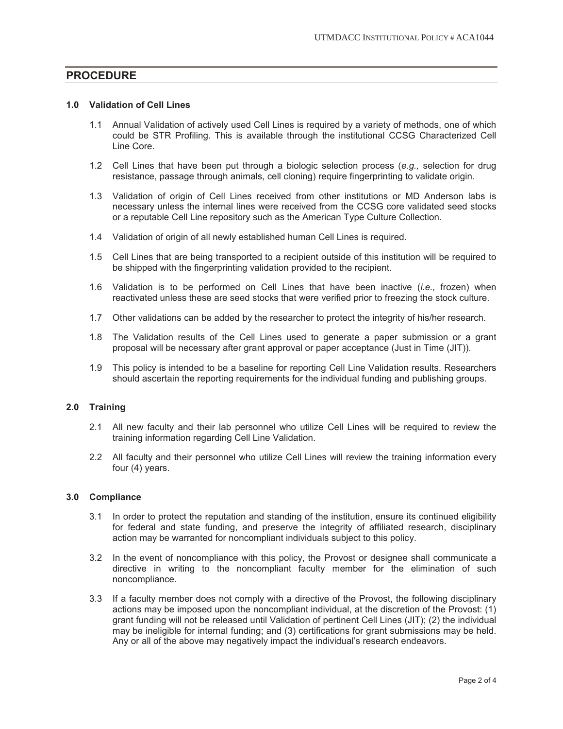## PROCEDURE

### 1.0 Validation of Cell Lines

1.1 Annual Validation of actively used Cell Lines is required by a variety of methods, one of which could be STR Profiling. This is available through the institutional CCSG Characterized Cell Line Core.

1.2 Cell Lines that have been put through a biologic selection process (*e.g.,* selection for drug resistance, passage through animals, cell cloning) require fingerprinting to validate origin.

1.3 Validation of origin of Cell Lines received from other institutions or MD Anderson labs is necessary unless the internal lines were received from the CCSG core validated seed stocks or a reputable Cell Line repository such as the American Type Culture Collection.

1.4 Validation of origin of all newly established human Cell Lines is required.

1.5 Cell Lines that are being transported to a recipient outside of this institution will be required to be shipped with the fingerprinting validation provided to the recipient.

1.6 Validation is to be performed on Cell Lines that have been inactive (*i.e.,* frozen) when reactivated unless these are seed stocks that were verified prior to freezing the stock culture.

1.7 Other validations can be added by the researcher to protect the integrity of his/her research.

1.8 The Validation results of the Cell Lines used to generate a paper submission or a grant proposal will be necessary after grant approval or paper acceptance (Just in Time (JIT)).

1.9 This policy is intended to be a baseline for reporting Cell Line Validation results. Researchers should ascertain the reporting requirements for the individual funding and publishing groups.

### 2.0 Training

2.1 All new faculty and their lab personnel who utilize Cell Lines will be required to review the training information regarding Cell Line Validation.

2.2 All faculty and their personnel who utilize Cell Lines will review the training information every four (4) years.

### 3.0 Compliance

3.1 In order to protect the reputation and standing of the institution, ensure its continued eligibility for federal and state funding, and preserve the integrity of affiliated research, disciplinary action may be warranted for noncompliant individuals subject to this policy.

3.2 In the event of noncompliance with this policy, the Provost or designee shall communicate a directive in writing to the noncompliant faculty member for the elimination of such noncompliance.

3.3 If a faculty member does not comply with a directive of the Provost, the following disciplinary actions may be imposed upon the noncompliant individual, at the discretion of the Provost: (1) grant funding will not be released until Validation of pertinent Cell Lines (JIT); (2) the individual may be ineligible for internal funding; and (3) certifications for grant submissions may be held. Any or all of the above may negatively impact the individual's research endeavors.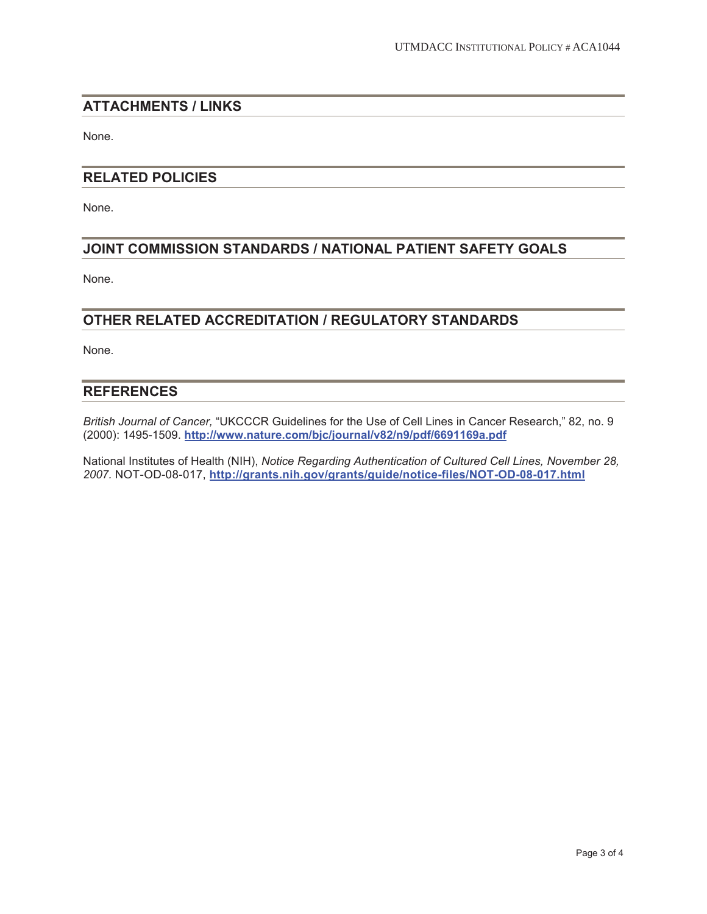## ATTACHMENTS / LINKS

None.

## RELATED POLICIES

None.

## JOINT COMMISSION STANDARDS / NATIONAL PATIENT SAFETY GOALS

None.

## OTHER RELATED ACCREDITATION / REGULATORY STANDARDS

None.

## REFERENCES

*British Journal of Cancer,* "UKCCCR Guidelines for the Use of Cell Lines in Cancer Research," 82, no. 9 (2000): 1495-1509. **http://www.nature.com/bjc/journal/v82/n9/pdf/6691169a.pdf**

National Institutes of Health (NIH), *Notice Regarding Authentication of Cultured Cell Lines, November 28, 2007.* NOT-OD-08-017, **http://grants.nih.gov/grants/guide/notice-files/NOT-OD-08-017.html**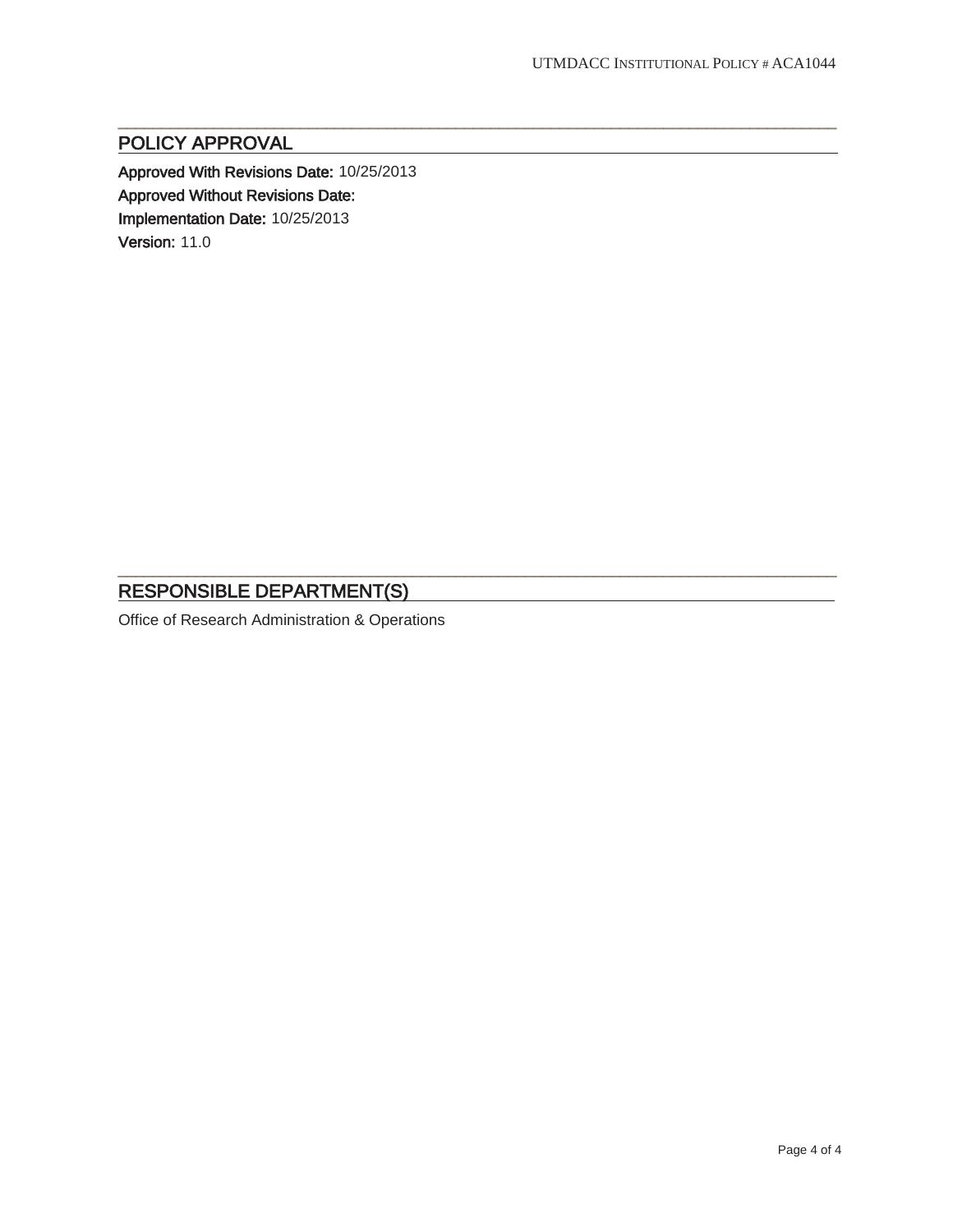## POLICY APPROVAL

**Approved With Revisions Date:** 10/25/2013
**Approved Without Revisions Date:**
**Implementation Date:** 10/25/2013
**Version:** 11.0

## RESPONSIBLE DEPARTMENT(S)

Office of Research Administration & Operations